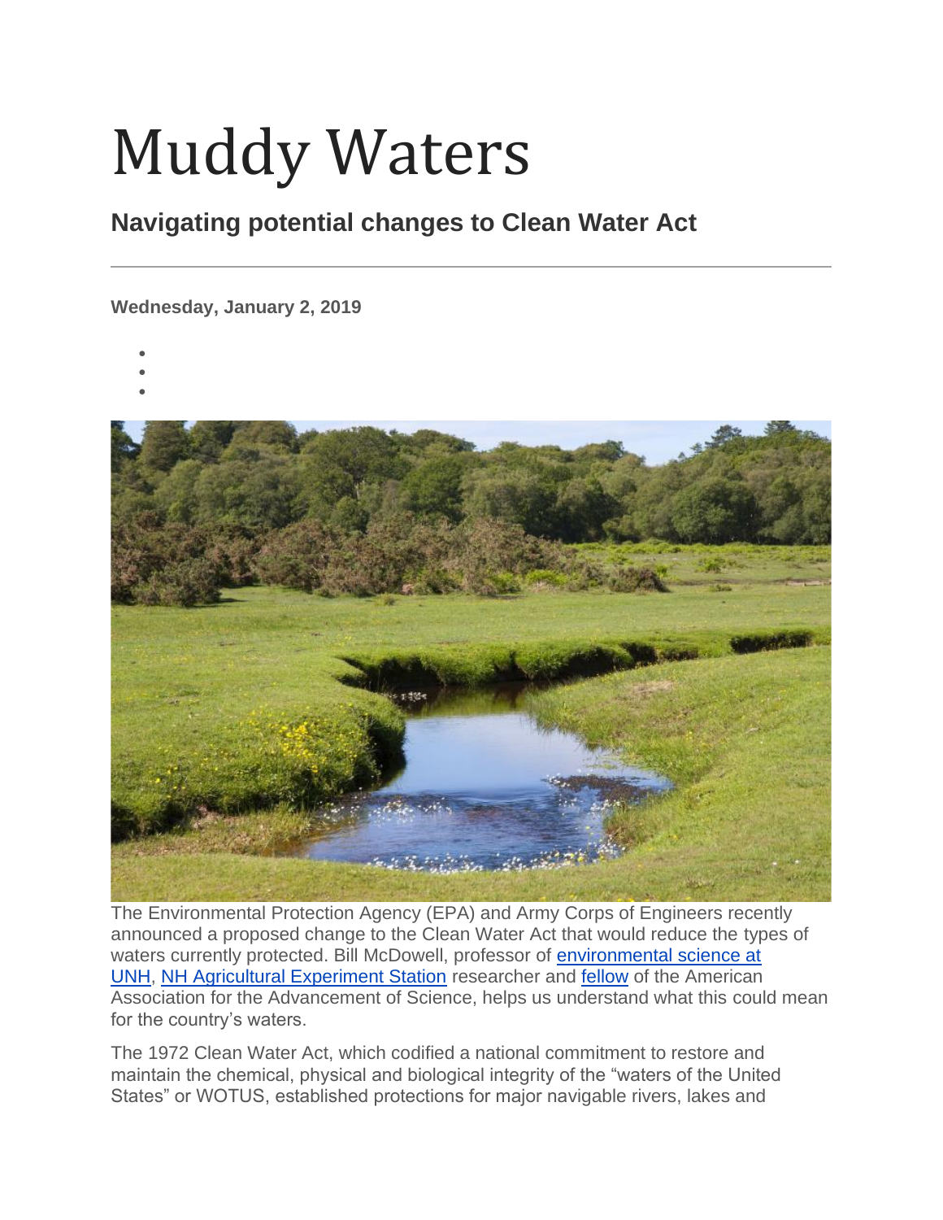# Muddy Waters

## Navigating potential changes to Clean Water Act

**Wednesday, January 2, 2019**

The Environmental Protection Agency (EPA) and Army Corps of Engineers recently announced a proposed change to the Clean Water Act that would reduce the types of waters currently protected. Bill McDowell, professor of environmental science at UNH, NH Agricultural Experiment Station researcher and fellow of the American Association for the Advancement of Science, helps us understand what this could mean for the country's waters.

The 1972 Clean Water Act, which codified a national commitment to restore and maintain the chemical, physical and biological integrity of the "waters of the United States" or WOTUS, established protections for major navigable rivers, lakes and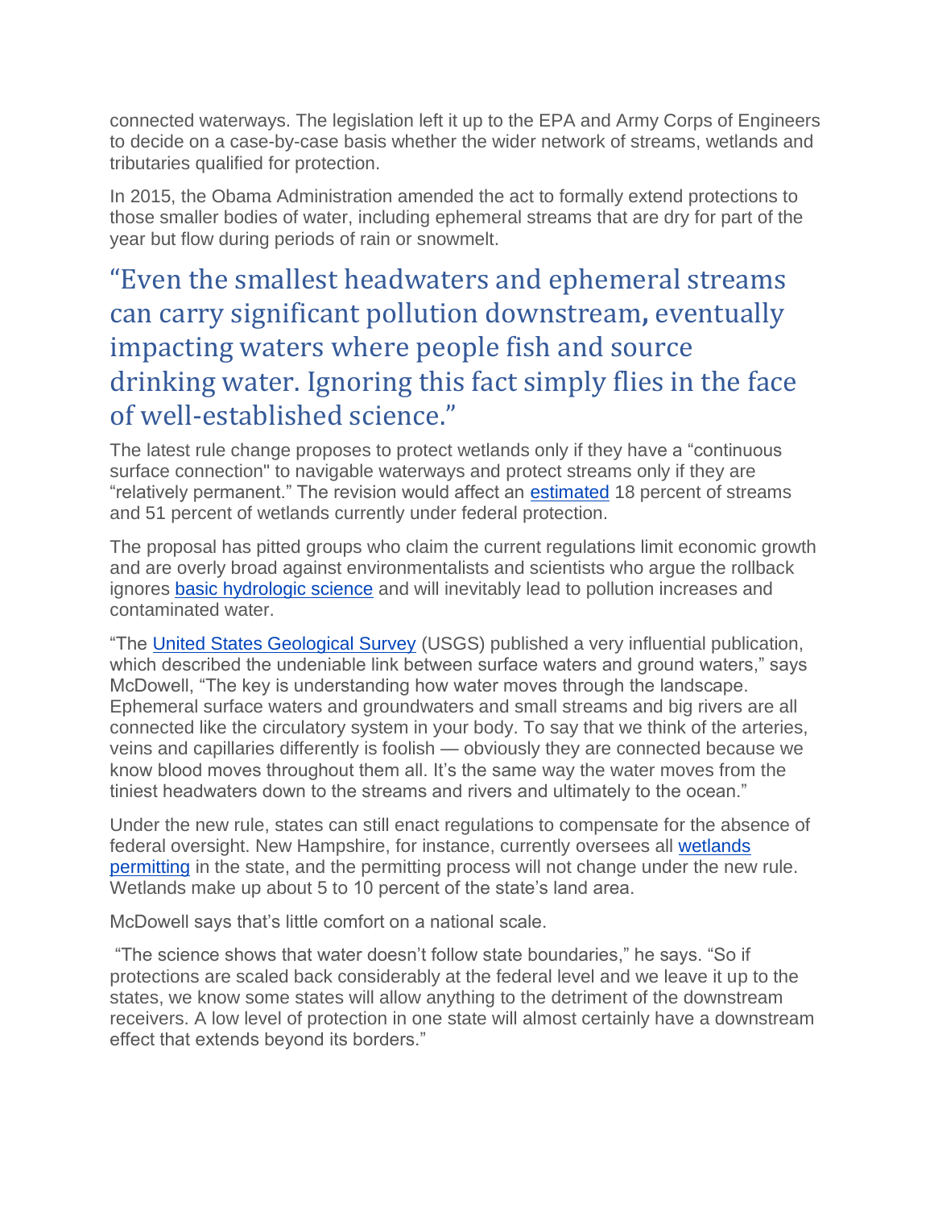connected waterways. The legislation left it up to the EPA and Army Corps of Engineers to decide on a case-by-case basis whether the wider network of streams, wetlands and tributaries qualified for protection.

In 2015, the Obama Administration amended the act to formally extend protections to those smaller bodies of water, including ephemeral streams that are dry for part of the year but flow during periods of rain or snowmelt.

> “Even the smallest headwaters and ephemeral streams can carry significant pollution downstream, eventually impacting waters where people fish and source drinking water. Ignoring this fact simply flies in the face of well-established science.”

The latest rule change proposes to protect wetlands only if they have a “continuous surface connection" to navigable waterways and protect streams only if they are “relatively permanent.” The revision would affect an estimated 18 percent of streams and 51 percent of wetlands currently under federal protection.

The proposal has pitted groups who claim the current regulations limit economic growth and are overly broad against environmentalists and scientists who argue the rollback ignores basic hydrologic science and will inevitably lead to pollution increases and contaminated water.

“The United States Geological Survey (USGS) published a very influential publication, which described the undeniable link between surface waters and ground waters,” says McDowell, “The key is understanding how water moves through the landscape. Ephemeral surface waters and groundwaters and small streams and big rivers are all connected like the circulatory system in your body. To say that we think of the arteries, veins and capillaries differently is foolish — obviously they are connected because we know blood moves throughout them all. It’s the same way the water moves from the tiniest headwaters down to the streams and rivers and ultimately to the ocean.”

Under the new rule, states can still enact regulations to compensate for the absence of federal oversight. New Hampshire, for instance, currently oversees all wetlands permitting in the state, and the permitting process will not change under the new rule. Wetlands make up about 5 to 10 percent of the state’s land area.

McDowell says that’s little comfort on a national scale.

“The science shows that water doesn’t follow state boundaries,” he says. “So if protections are scaled back considerably at the federal level and we leave it up to the states, we know some states will allow anything to the detriment of the downstream receivers. A low level of protection in one state will almost certainly have a downstream effect that extends beyond its borders.”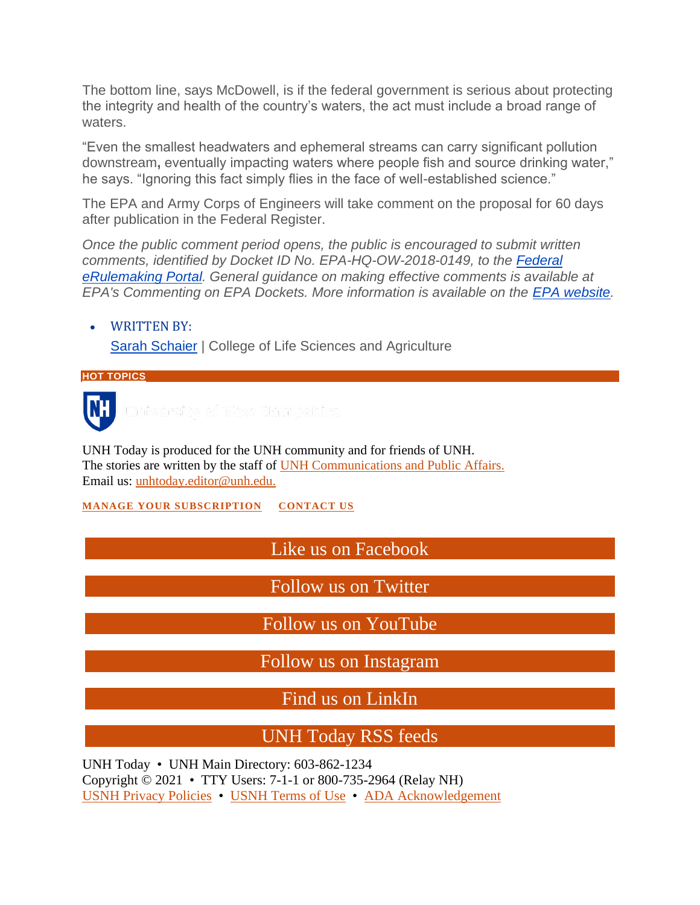The bottom line, says McDowell, is if the federal government is serious about protecting the integrity and health of the country's waters, the act must include a broad range of waters.

"Even the smallest headwaters and ephemeral streams can carry significant pollution downstream, eventually impacting waters where people fish and source drinking water," he says. "Ignoring this fact simply flies in the face of well-established science."

The EPA and Army Corps of Engineers will take comment on the proposal for 60 days after publication in the Federal Register.

*Once the public comment period opens, the public is encouraged to submit written comments, identified by Docket ID No. EPA-HQ-OW-2018-0149, to the Federal eRulemaking Portal. General guidance on making effective comments is available at EPA's Commenting on EPA Dockets. More information is available on the EPA website.*

- WRITTEN BY:
  Sarah Schaier | College of Life Sciences and Agriculture

**HOT TOPICS**

UNH Today is produced for the UNH community and for friends of UNH.
The stories are written by the staff of UNH Communications and Public Affairs.
Email us: unhtoday.editor@unh.edu.

**MANAGE YOUR SUBSCRIPTION** **CONTACT US**

Like us on Facebook

Follow us on Twitter

Follow us on YouTube

Follow us on Instagram

Find us on LinkIn

UNH Today RSS feeds

UNH Today • UNH Main Directory: 603-862-1234
Copyright © 2021 • TTY Users: 7-1-1 or 800-735-2964 (Relay NH)
USNH Privacy Policies • USNH Terms of Use • ADA Acknowledgement